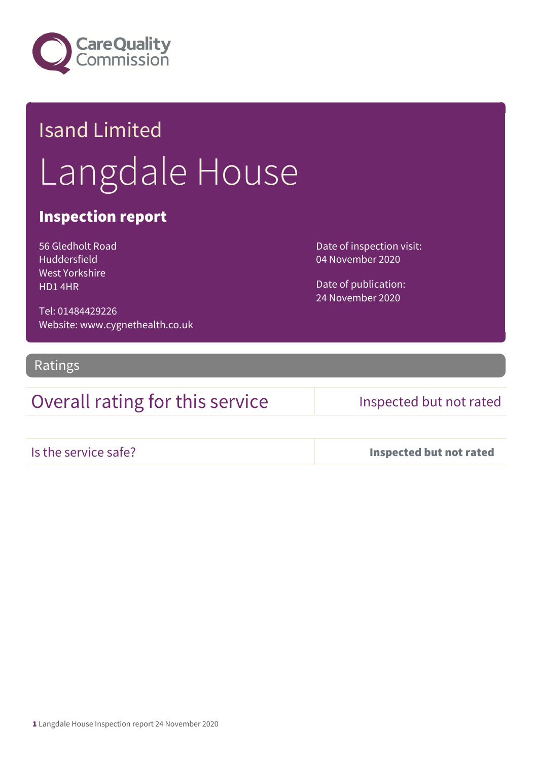Care Quality Commission

# Isand Limited

# Langdale House

## Inspection report

56 Gledholt Road
Huddersfield
West Yorkshire
HD1 4HR

Tel: 01484429226
Website: www.cygnethealth.co.uk

Date of inspection visit:
04 November 2020

Date of publication:
24 November 2020

## Ratings

| Overall rating for this service | Inspected but not rated |
|---|---|
| Is the service safe? | **Inspected but not rated** |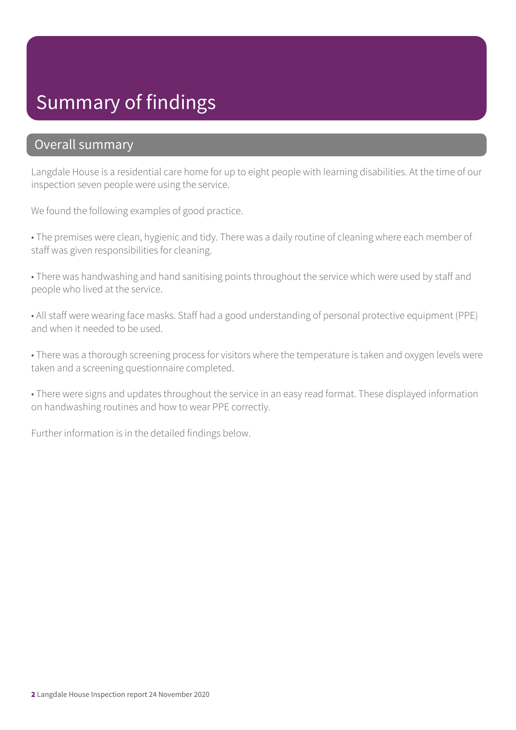# Summary of findings

## Overall summary

Langdale House is a residential care home for up to eight people with learning disabilities. At the time of our inspection seven people were using the service.

We found the following examples of good practice.

• The premises were clean, hygienic and tidy. There was a daily routine of cleaning where each member of staff was given responsibilities for cleaning.

• There was handwashing and hand sanitising points throughout the service which were used by staff and people who lived at the service.

• All staff were wearing face masks. Staff had a good understanding of personal protective equipment (PPE) and when it needed to be used.

• There was a thorough screening process for visitors where the temperature is taken and oxygen levels were taken and a screening questionnaire completed.

• There were signs and updates throughout the service in an easy read format. These displayed information on handwashing routines and how to wear PPE correctly.

Further information is in the detailed findings below.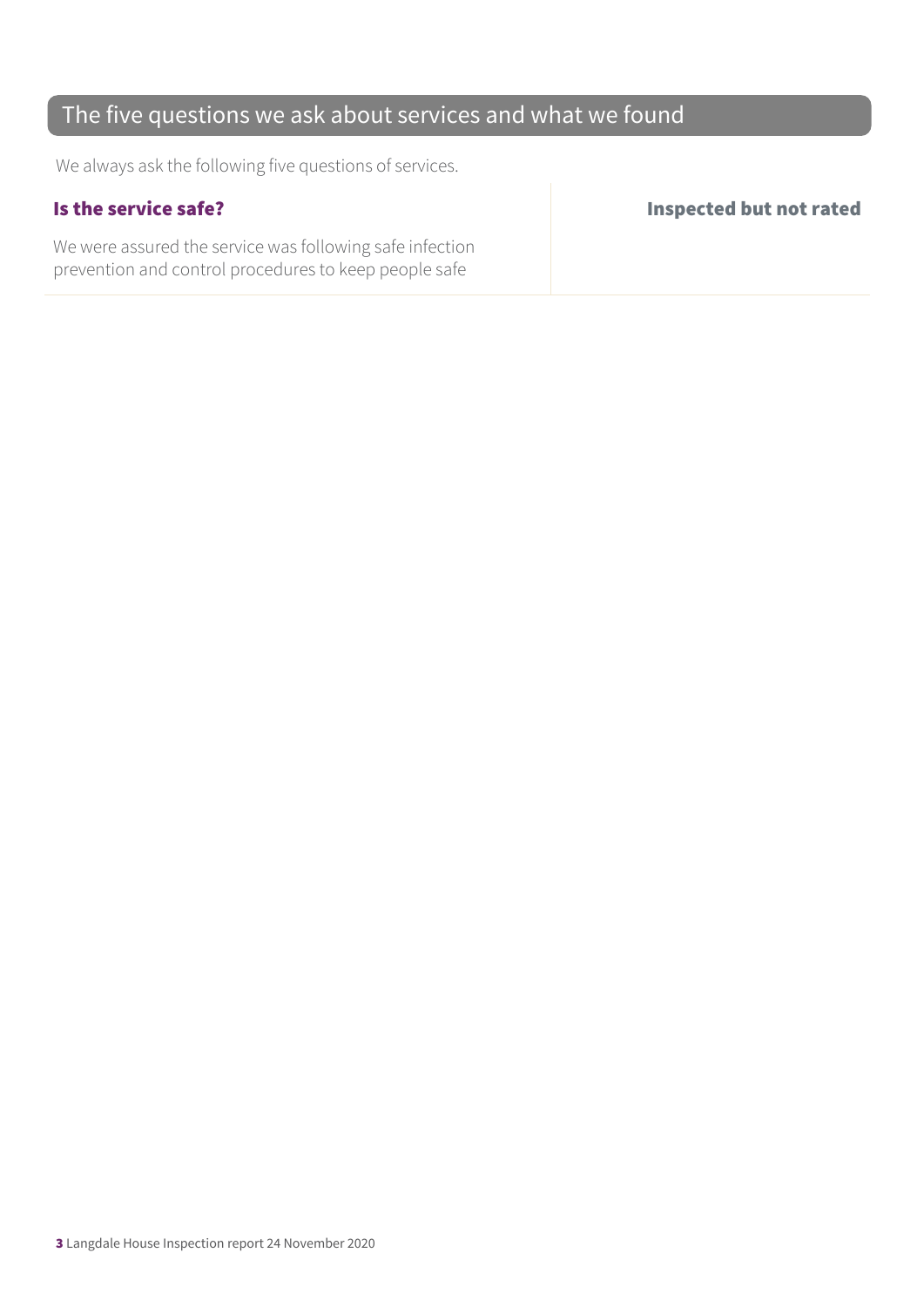## The five questions we ask about services and what we found

We always ask the following five questions of services.

| **Is the service safe?** | **Inspected but not rated** |
| --- | --- |
| We were assured the service was following safe infection prevention and control procedures to keep people safe | |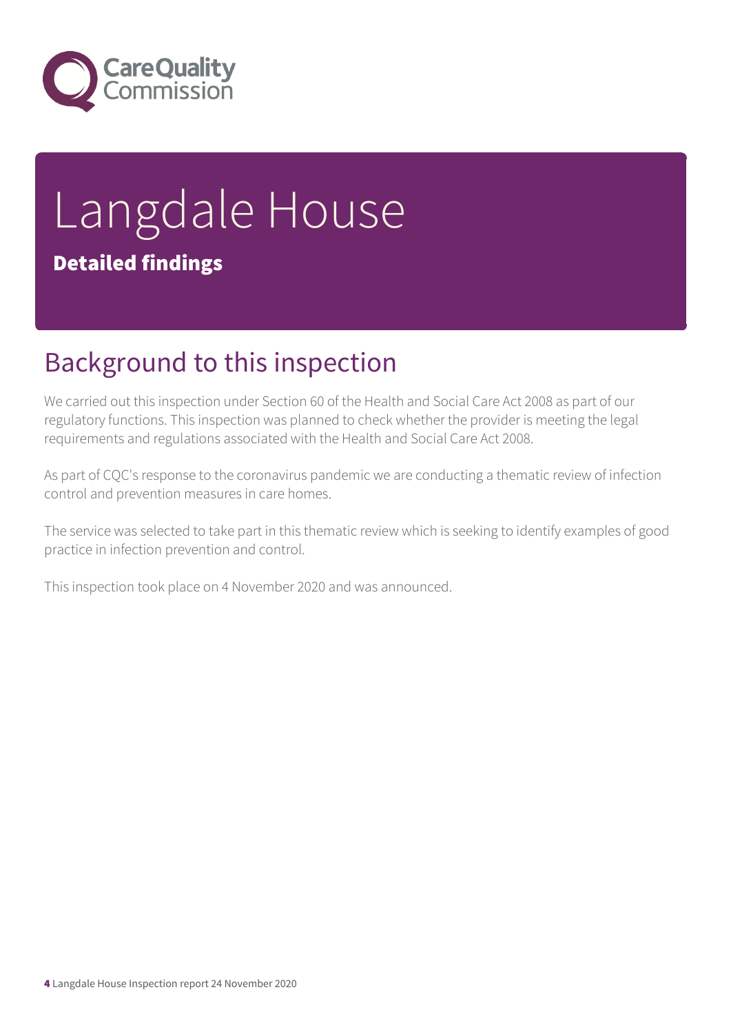# Langdale House

**Detailed findings**

## Background to this inspection

We carried out this inspection under Section 60 of the Health and Social Care Act 2008 as part of our regulatory functions. This inspection was planned to check whether the provider is meeting the legal requirements and regulations associated with the Health and Social Care Act 2008.

As part of CQC's response to the coronavirus pandemic we are conducting a thematic review of infection control and prevention measures in care homes.

The service was selected to take part in this thematic review which is seeking to identify examples of good practice in infection prevention and control.

This inspection took place on 4 November 2020 and was announced.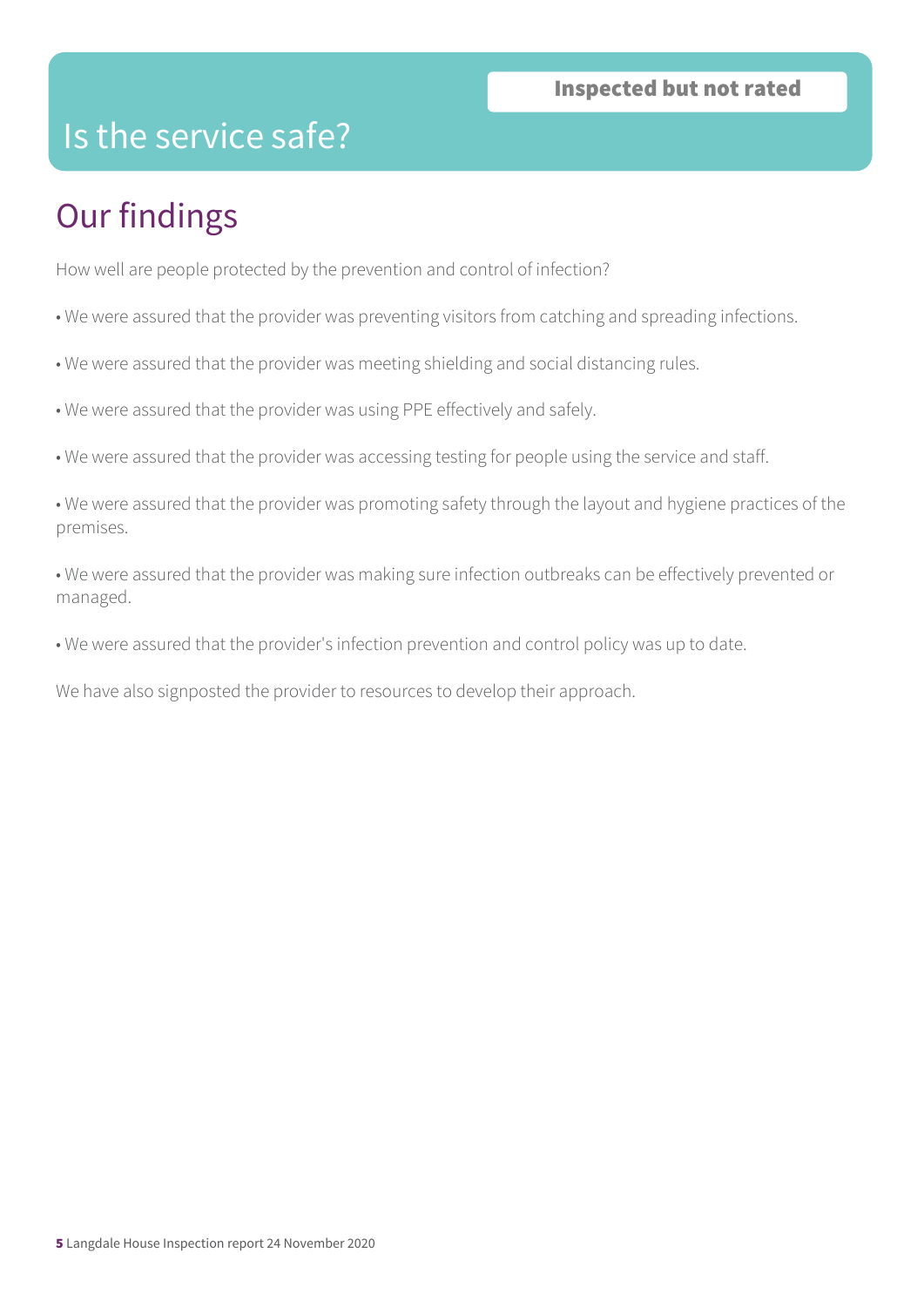# Is the service safe?

**Inspected but not rated**

## Our findings

How well are people protected by the prevention and control of infection?

- We were assured that the provider was preventing visitors from catching and spreading infections.
- We were assured that the provider was meeting shielding and social distancing rules.
- We were assured that the provider was using PPE effectively and safely.
- We were assured that the provider was accessing testing for people using the service and staff.
- We were assured that the provider was promoting safety through the layout and hygiene practices of the premises.
- We were assured that the provider was making sure infection outbreaks can be effectively prevented or managed.
- We were assured that the provider's infection prevention and control policy was up to date.

We have also signposted the provider to resources to develop their approach.